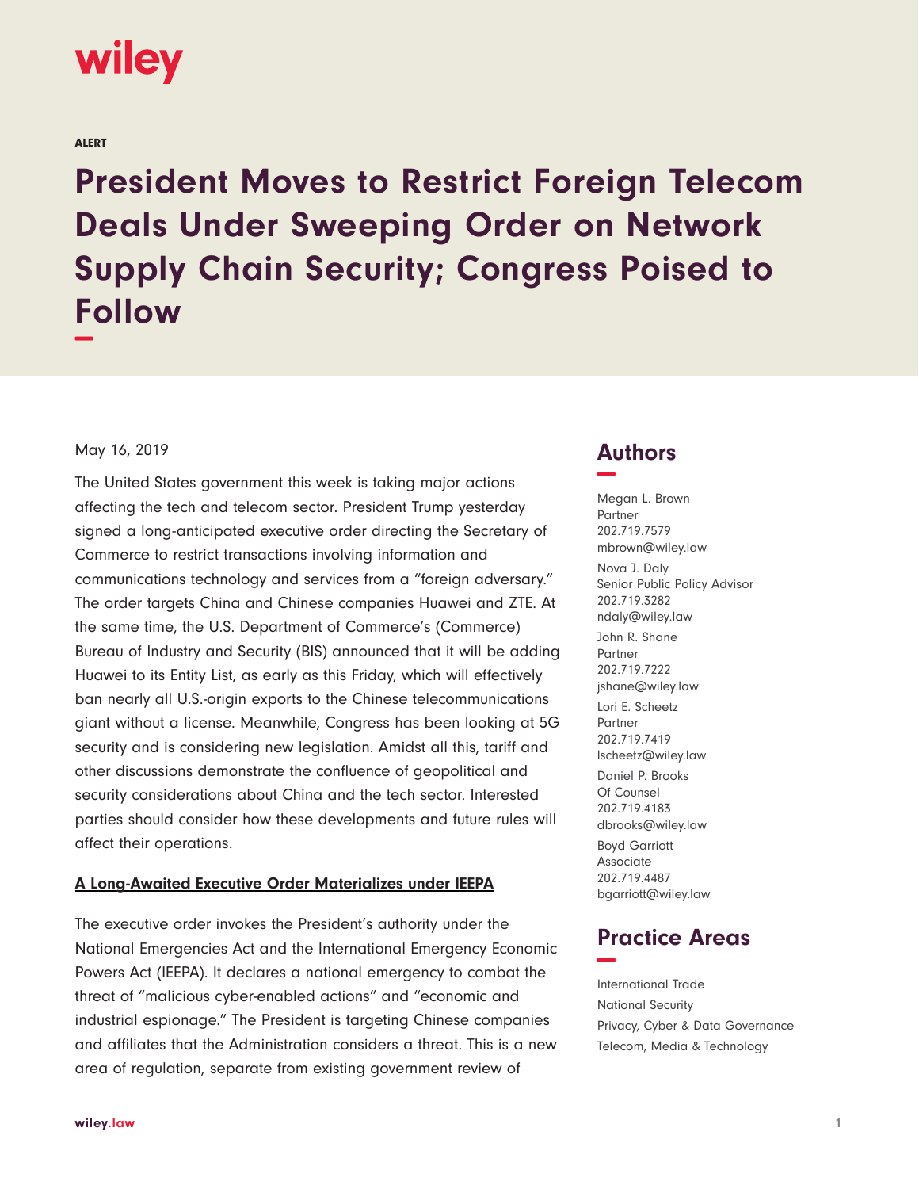wiley

ALERT

# President Moves to Restrict Foreign Telecom Deals Under Sweeping Order on Network Supply Chain Security; Congress Poised to Follow

May 16, 2019

The United States government this week is taking major actions affecting the tech and telecom sector. President Trump yesterday signed a long-anticipated executive order directing the Secretary of Commerce to restrict transactions involving information and communications technology and services from a "foreign adversary." The order targets China and Chinese companies Huawei and ZTE. At the same time, the U.S. Department of Commerce's (Commerce) Bureau of Industry and Security (BIS) announced that it will be adding Huawei to its Entity List, as early as this Friday, which will effectively ban nearly all U.S.-origin exports to the Chinese telecommunications giant without a license. Meanwhile, Congress has been looking at 5G security and is considering new legislation. Amidst all this, tariff and other discussions demonstrate the confluence of geopolitical and security considerations about China and the tech sector. Interested parties should consider how these developments and future rules will affect their operations.

**A Long-Awaited Executive Order Materializes under IEEPA**

The executive order invokes the President's authority under the National Emergencies Act and the International Emergency Economic Powers Act (IEEPA). It declares a national emergency to combat the threat of "malicious cyber-enabled actions" and "economic and industrial espionage." The President is targeting Chinese companies and affiliates that the Administration considers a threat. This is a new area of regulation, separate from existing government review of

## Authors

Megan L. Brown
Partner
202.719.7579
mbrown@wiley.law

Nova J. Daly
Senior Public Policy Advisor
202.719.3282
ndaly@wiley.law

John R. Shane
Partner
202.719.7222
jshane@wiley.law

Lori E. Scheetz
Partner
202.719.7419
lscheetz@wiley.law

Daniel P. Brooks
Of Counsel
202.719.4183
dbrooks@wiley.law

Boyd Garriott
Associate
202.719.4487
bgarriott@wiley.law

## Practice Areas

International Trade
National Security
Privacy, Cyber & Data Governance
Telecom, Media & Technology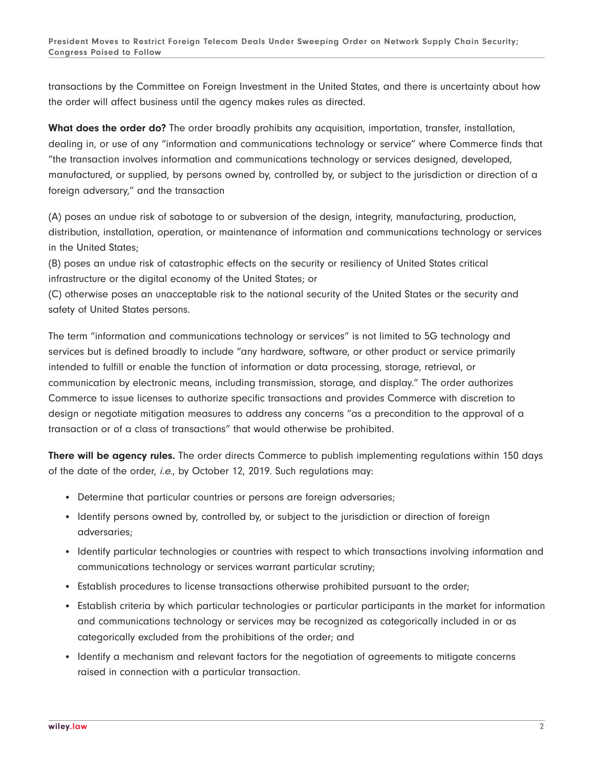transactions by the Committee on Foreign Investment in the United States, and there is uncertainty about how the order will affect business until the agency makes rules as directed.

**What does the order do?** The order broadly prohibits any acquisition, importation, transfer, installation, dealing in, or use of any "information and communications technology or service" where Commerce finds that "the transaction involves information and communications technology or services designed, developed, manufactured, or supplied, by persons owned by, controlled by, or subject to the jurisdiction or direction of a foreign adversary," and the transaction

(A) poses an undue risk of sabotage to or subversion of the design, integrity, manufacturing, production, distribution, installation, operation, or maintenance of information and communications technology or services in the United States;
(B) poses an undue risk of catastrophic effects on the security or resiliency of United States critical infrastructure or the digital economy of the United States; or
(C) otherwise poses an unacceptable risk to the national security of the United States or the security and safety of United States persons.

The term "information and communications technology or services" is not limited to 5G technology and services but is defined broadly to include "any hardware, software, or other product or service primarily intended to fulfill or enable the function of information or data processing, storage, retrieval, or communication by electronic means, including transmission, storage, and display." The order authorizes Commerce to issue licenses to authorize specific transactions and provides Commerce with discretion to design or negotiate mitigation measures to address any concerns "as a precondition to the approval of a transaction or of a class of transactions" that would otherwise be prohibited.

**There will be agency rules.** The order directs Commerce to publish implementing regulations within 150 days of the date of the order, *i.e.*, by October 12, 2019. Such regulations may:

- Determine that particular countries or persons are foreign adversaries;
- Identify persons owned by, controlled by, or subject to the jurisdiction or direction of foreign adversaries;
- Identify particular technologies or countries with respect to which transactions involving information and communications technology or services warrant particular scrutiny;
- Establish procedures to license transactions otherwise prohibited pursuant to the order;
- Establish criteria by which particular technologies or particular participants in the market for information and communications technology or services may be recognized as categorically included in or as categorically excluded from the prohibitions of the order; and
- Identify a mechanism and relevant factors for the negotiation of agreements to mitigate concerns raised in connection with a particular transaction.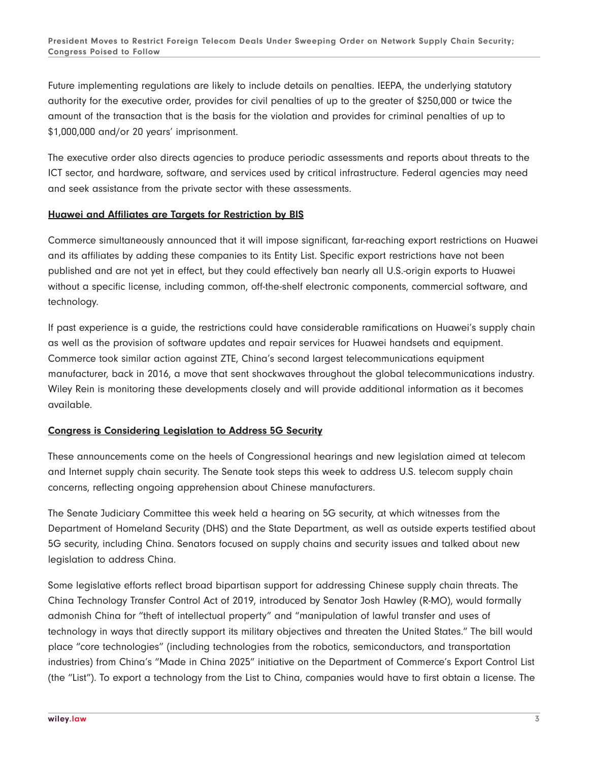Future implementing regulations are likely to include details on penalties. IEEPA, the underlying statutory authority for the executive order, provides for civil penalties of up to the greater of $250,000 or twice the amount of the transaction that is the basis for the violation and provides for criminal penalties of up to $1,000,000 and/or 20 years' imprisonment.

The executive order also directs agencies to produce periodic assessments and reports about threats to the ICT sector, and hardware, software, and services used by critical infrastructure. Federal agencies may need and seek assistance from the private sector with these assessments.

## Huawei and Affiliates are Targets for Restriction by BIS

Commerce simultaneously announced that it will impose significant, far-reaching export restrictions on Huawei and its affiliates by adding these companies to its Entity List. Specific export restrictions have not been published and are not yet in effect, but they could effectively ban nearly all U.S.-origin exports to Huawei without a specific license, including common, off-the-shelf electronic components, commercial software, and technology.

If past experience is a guide, the restrictions could have considerable ramifications on Huawei's supply chain as well as the provision of software updates and repair services for Huawei handsets and equipment. Commerce took similar action against ZTE, China's second largest telecommunications equipment manufacturer, back in 2016, a move that sent shockwaves throughout the global telecommunications industry. Wiley Rein is monitoring these developments closely and will provide additional information as it becomes available.

## Congress is Considering Legislation to Address 5G Security

These announcements come on the heels of Congressional hearings and new legislation aimed at telecom and Internet supply chain security. The Senate took steps this week to address U.S. telecom supply chain concerns, reflecting ongoing apprehension about Chinese manufacturers.

The Senate Judiciary Committee this week held a hearing on 5G security, at which witnesses from the Department of Homeland Security (DHS) and the State Department, as well as outside experts testified about 5G security, including China. Senators focused on supply chains and security issues and talked about new legislation to address China.

Some legislative efforts reflect broad bipartisan support for addressing Chinese supply chain threats. The China Technology Transfer Control Act of 2019, introduced by Senator Josh Hawley (R-MO), would formally admonish China for "theft of intellectual property" and "manipulation of lawful transfer and uses of technology in ways that directly support its military objectives and threaten the United States." The bill would place "core technologies" (including technologies from the robotics, semiconductors, and transportation industries) from China's "Made in China 2025" initiative on the Department of Commerce's Export Control List (the "List"). To export a technology from the List to China, companies would have to first obtain a license. The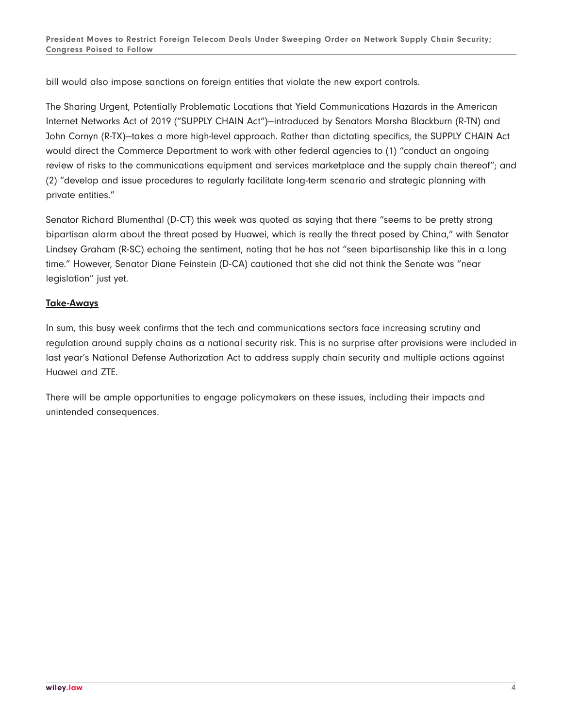bill would also impose sanctions on foreign entities that violate the new export controls.

The Sharing Urgent, Potentially Problematic Locations that Yield Communications Hazards in the American Internet Networks Act of 2019 ("SUPPLY CHAIN Act")—introduced by Senators Marsha Blackburn (R-TN) and John Cornyn (R-TX)—takes a more high-level approach. Rather than dictating specifics, the SUPPLY CHAIN Act would direct the Commerce Department to work with other federal agencies to (1) "conduct an ongoing review of risks to the communications equipment and services marketplace and the supply chain thereof"; and (2) "develop and issue procedures to regularly facilitate long-term scenario and strategic planning with private entities."

Senator Richard Blumenthal (D-CT) this week was quoted as saying that there "seems to be pretty strong bipartisan alarm about the threat posed by Huawei, which is really the threat posed by China," with Senator Lindsey Graham (R-SC) echoing the sentiment, noting that he has not "seen bipartisanship like this in a long time." However, Senator Diane Feinstein (D-CA) cautioned that she did not think the Senate was "near legislation" just yet.

## Take-Aways

In sum, this busy week confirms that the tech and communications sectors face increasing scrutiny and regulation around supply chains as a national security risk. This is no surprise after provisions were included in last year's National Defense Authorization Act to address supply chain security and multiple actions against Huawei and ZTE.

There will be ample opportunities to engage policymakers on these issues, including their impacts and unintended consequences.